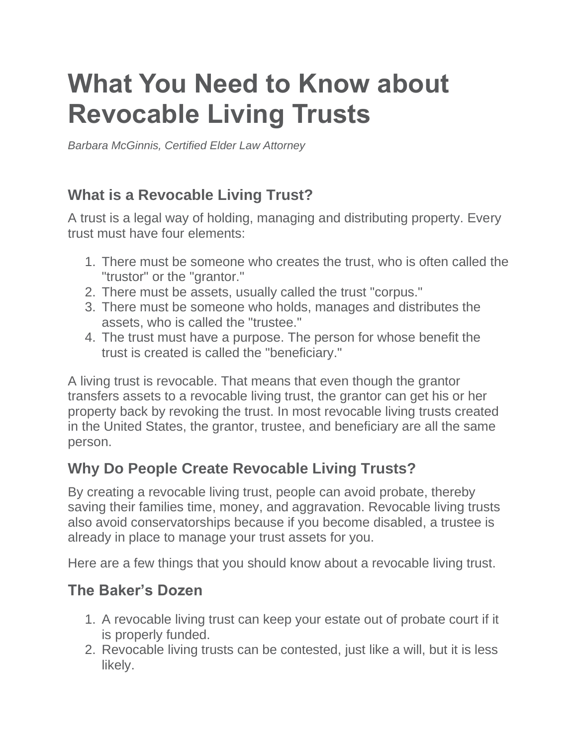# What You Need to Know about Revocable Living Trusts

*Barbara McGinnis, Certified Elder Law Attorney*

## What is a Revocable Living Trust?

A trust is a legal way of holding, managing and distributing property. Every trust must have four elements:

1. There must be someone who creates the trust, who is often called the "trustor" or the "grantor."
2. There must be assets, usually called the trust "corpus."
3. There must be someone who holds, manages and distributes the assets, who is called the "trustee."
4. The trust must have a purpose. The person for whose benefit the trust is created is called the "beneficiary."

A living trust is revocable. That means that even though the grantor transfers assets to a revocable living trust, the grantor can get his or her property back by revoking the trust. In most revocable living trusts created in the United States, the grantor, trustee, and beneficiary are all the same person.

## Why Do People Create Revocable Living Trusts?

By creating a revocable living trust, people can avoid probate, thereby saving their families time, money, and aggravation. Revocable living trusts also avoid conservatorships because if you become disabled, a trustee is already in place to manage your trust assets for you.

Here are a few things that you should know about a revocable living trust.

## The Baker's Dozen

1. A revocable living trust can keep your estate out of probate court if it is properly funded.
2. Revocable living trusts can be contested, just like a will, but it is less likely.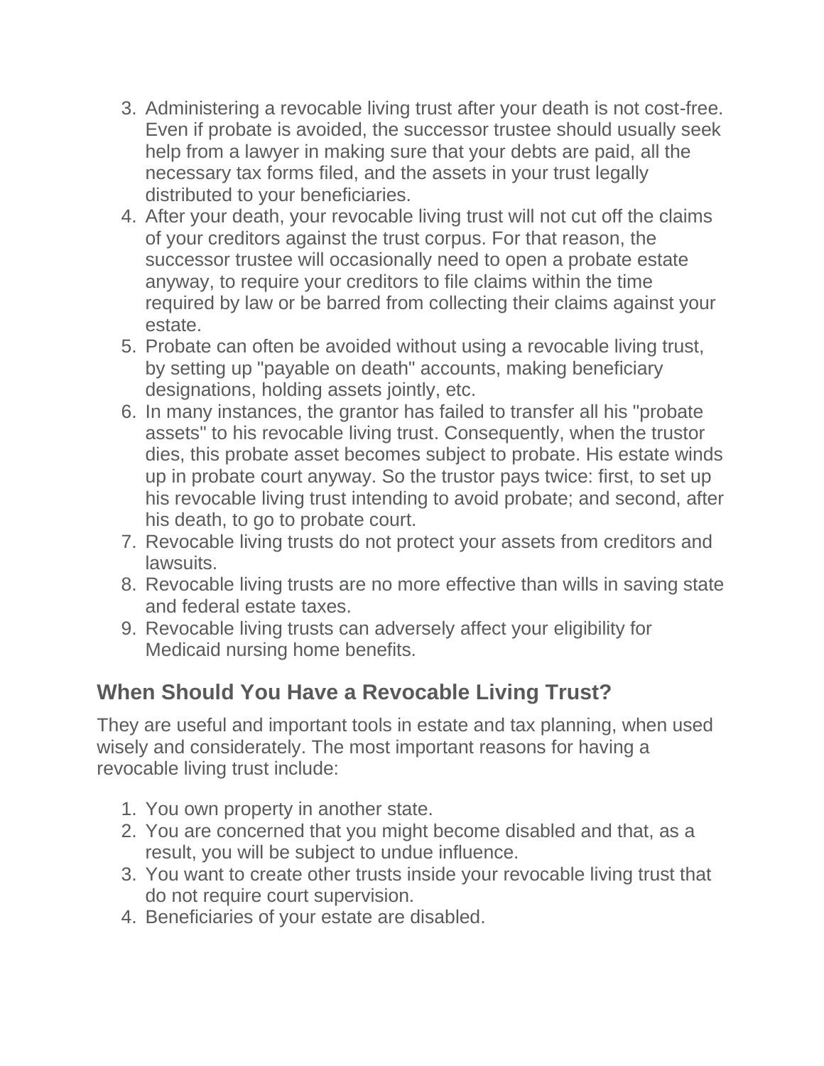3. Administering a revocable living trust after your death is not cost-free. Even if probate is avoided, the successor trustee should usually seek help from a lawyer in making sure that your debts are paid, all the necessary tax forms filed, and the assets in your trust legally distributed to your beneficiaries.
4. After your death, your revocable living trust will not cut off the claims of your creditors against the trust corpus. For that reason, the successor trustee will occasionally need to open a probate estate anyway, to require your creditors to file claims within the time required by law or be barred from collecting their claims against your estate.
5. Probate can often be avoided without using a revocable living trust, by setting up "payable on death" accounts, making beneficiary designations, holding assets jointly, etc.
6. In many instances, the grantor has failed to transfer all his "probate assets" to his revocable living trust. Consequently, when the trustor dies, this probate asset becomes subject to probate. His estate winds up in probate court anyway. So the trustor pays twice: first, to set up his revocable living trust intending to avoid probate; and second, after his death, to go to probate court.
7. Revocable living trusts do not protect your assets from creditors and lawsuits.
8. Revocable living trusts are no more effective than wills in saving state and federal estate taxes.
9. Revocable living trusts can adversely affect your eligibility for Medicaid nursing home benefits.

## When Should You Have a Revocable Living Trust?

They are useful and important tools in estate and tax planning, when used wisely and considerately. The most important reasons for having a revocable living trust include:

1. You own property in another state.
2. You are concerned that you might become disabled and that, as a result, you will be subject to undue influence.
3. You want to create other trusts inside your revocable living trust that do not require court supervision.
4. Beneficiaries of your estate are disabled.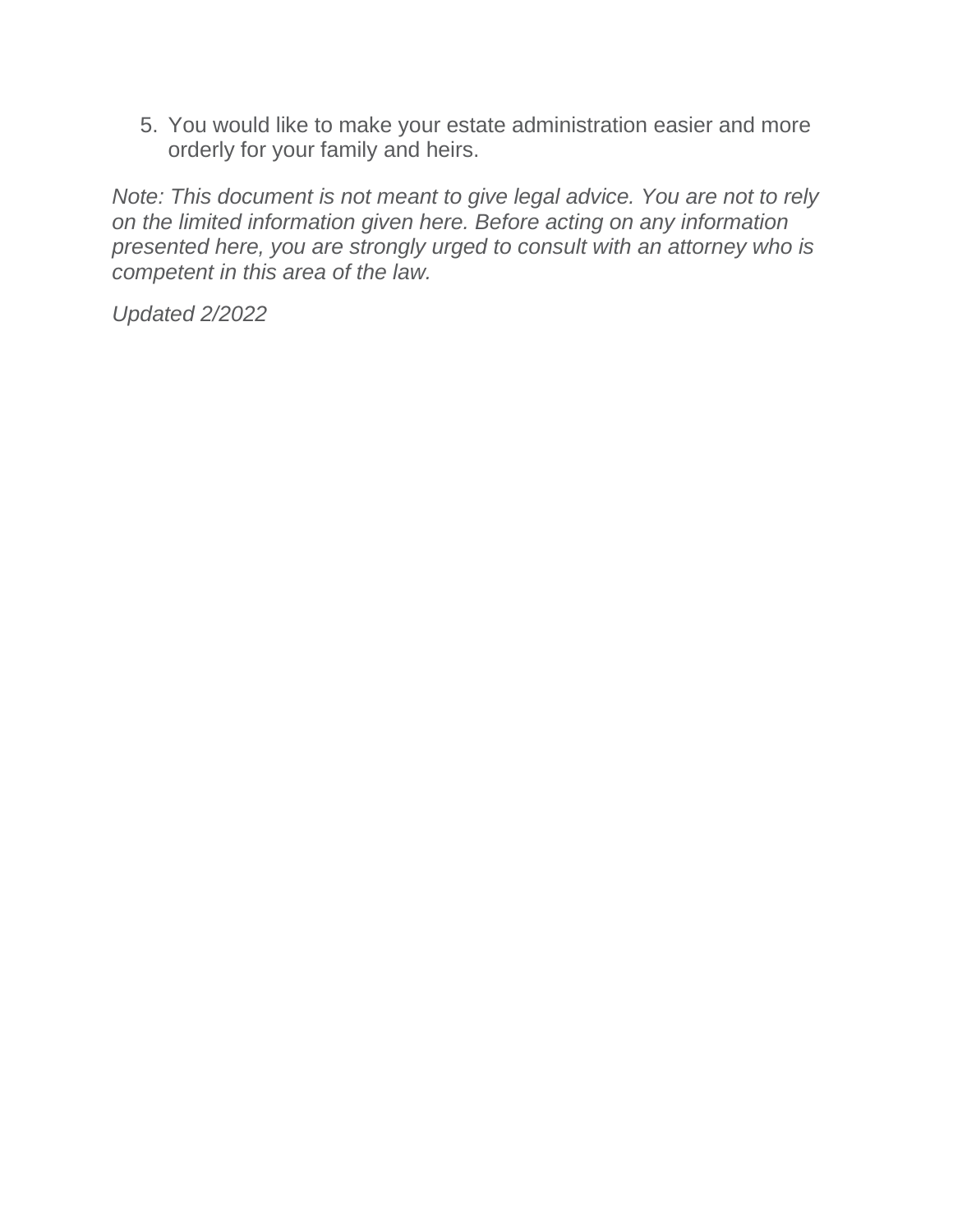5. You would like to make your estate administration easier and more orderly for your family and heirs.

*Note: This document is not meant to give legal advice. You are not to rely on the limited information given here. Before acting on any information presented here, you are strongly urged to consult with an attorney who is competent in this area of the law.*

*Updated 2/2022*